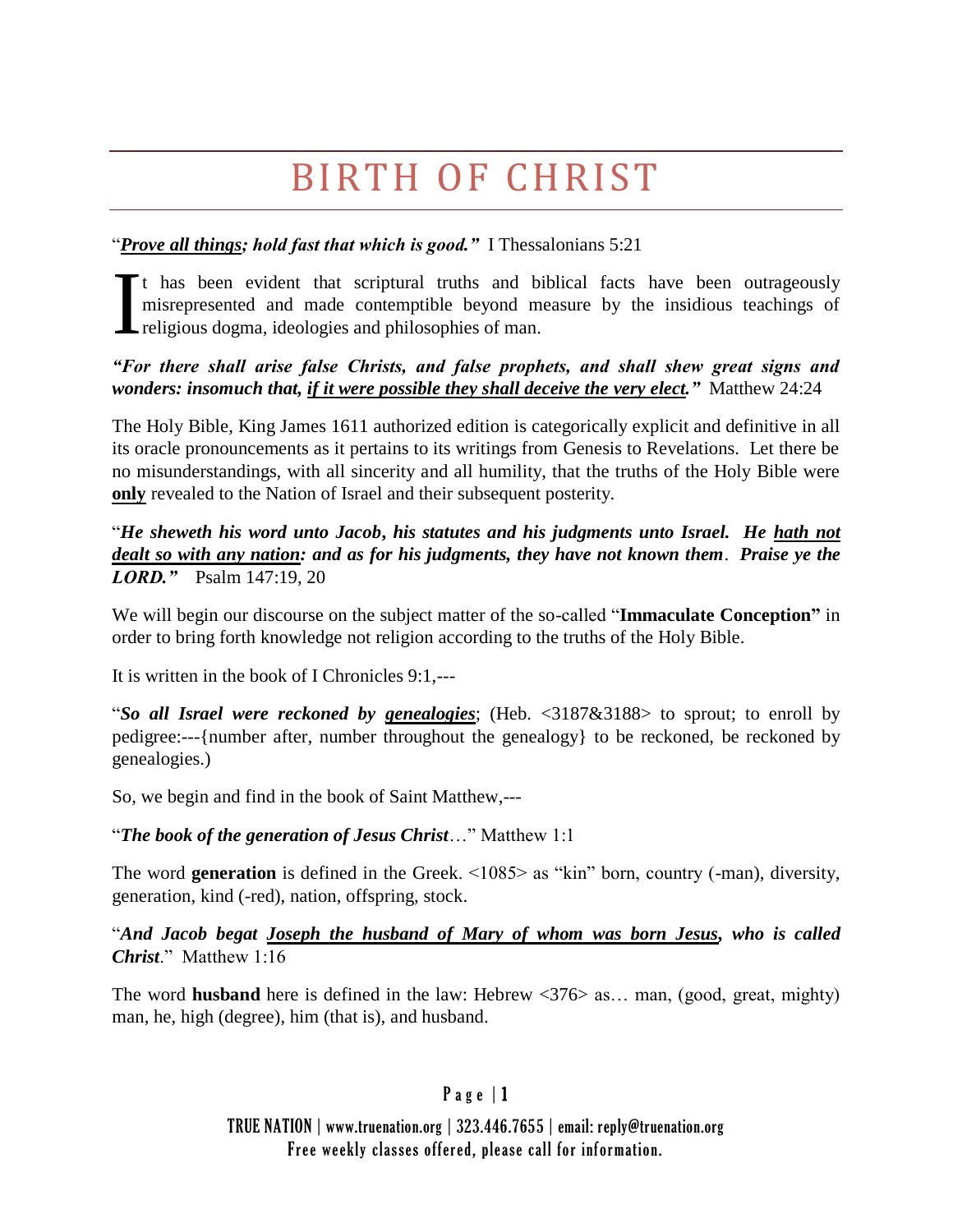# BIRTH OF CHRIST

"***Prove all things; hold fast that which is good."*** I Thessalonians 5:21

It has been evident that scriptural truths and biblical facts have been outrageously misrepresented and made contemptible beyond measure by the insidious teachings of religious dogma, ideologies and philosophies of man.

***"For there shall arise false Christs, and false prophets, and shall shew great signs and wonders: insomuch that, if it were possible they shall deceive the very elect."*** Matthew 24:24

The Holy Bible, King James 1611 authorized edition is categorically explicit and definitive in all its oracle pronouncements as it pertains to its writings from Genesis to Revelations. Let there be no misunderstandings, with all sincerity and all humility, that the truths of the Holy Bible were **only** revealed to the Nation of Israel and their subsequent posterity.

"***He sheweth his word unto Jacob, his statutes and his judgments unto Israel. He hath not dealt so with any nation: and as for his judgments, they have not known them. Praise ye the LORD."*** Psalm 147:19, 20

We will begin our discourse on the subject matter of the so-called "**Immaculate Conception"** in order to bring forth knowledge not religion according to the truths of the Holy Bible.

It is written in the book of I Chronicles 9:1,---

"***So all Israel were reckoned by genealogies***; (Heb. <3187&3188> to sprout; to enroll by pedigree:---{number after, number throughout the genealogy} to be reckoned, be reckoned by genealogies.)

So, we begin and find in the book of Saint Matthew,---

"***The book of the generation of Jesus Christ***…" Matthew 1:1

The word **generation** is defined in the Greek. <1085> as "kin" born, country (-man), diversity, generation, kind (-red), nation, offspring, stock.

"***And Jacob begat Joseph the husband of Mary of whom was born Jesus, who is called Christ***." Matthew 1:16

The word **husband** here is defined in the law: Hebrew <376> as… man, (good, great, mighty) man, he, high (degree), him (that is), and husband.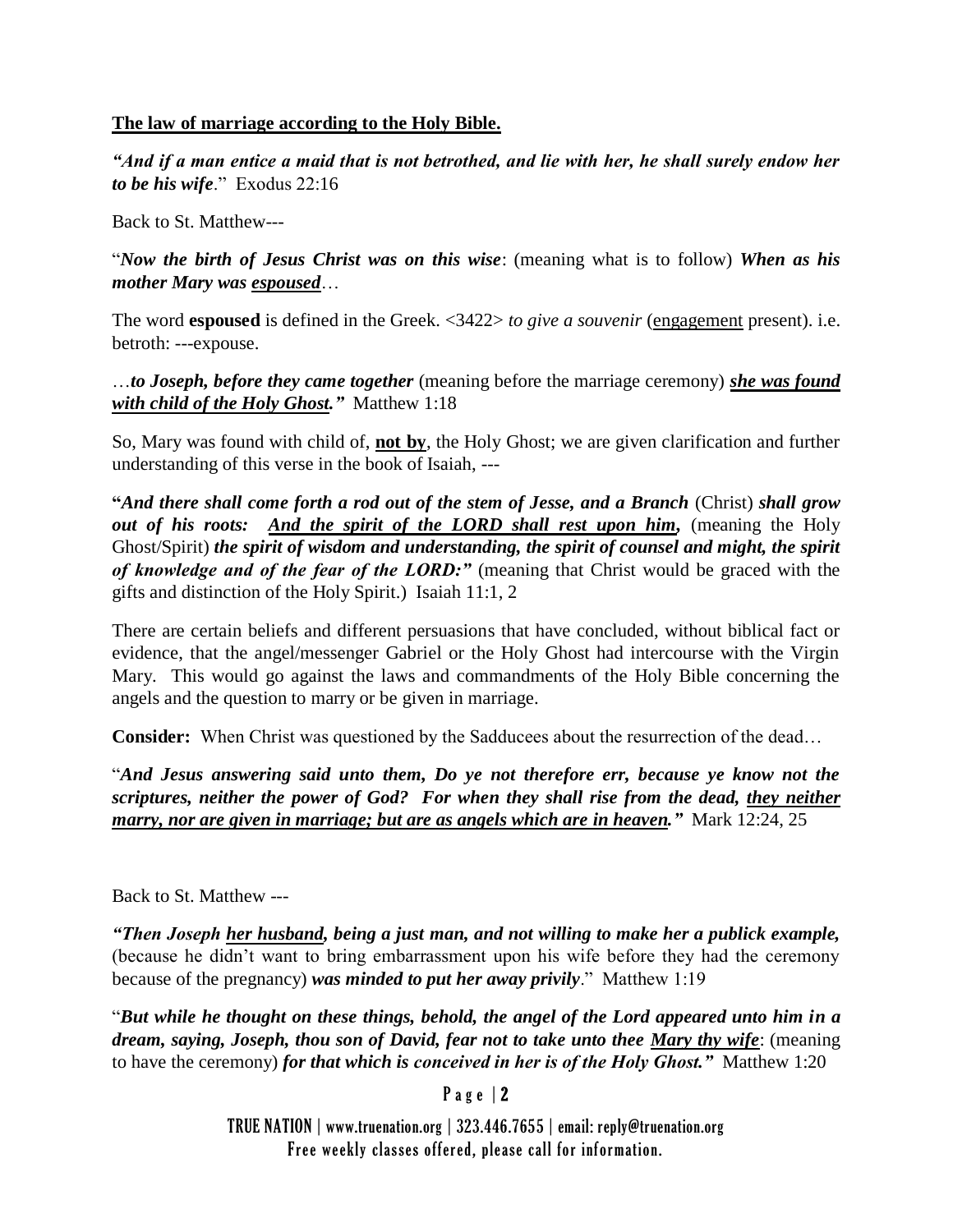**The law of marriage according to the Holy Bible.**

***"And if a man entice a maid that is not betrothed, and lie with her, he shall surely endow her to be his wife*.**" Exodus 22:16

Back to St. Matthew---

"***Now the birth of Jesus Christ was on this wise***: (meaning what is to follow) ***When as his mother Mary was espoused***…

The word **espoused** is defined in the Greek. <3422> *to give a souvenir* (engagement present). i.e. betroth: ---expouse.

…***to Joseph, before they came together*** (meaning before the marriage ceremony) ***she was found with child of the Holy Ghost."*** Matthew 1:18

So, Mary was found with child of, **not by**, the Holy Ghost; we are given clarification and further understanding of this verse in the book of Isaiah, ---

**"*And there shall come forth a rod out of the stem of Jesse, and a Branch*** (Christ) ***shall grow out of his roots: And the spirit of the LORD shall rest upon him,*** (meaning the Holy Ghost/Spirit) ***the spirit of wisdom and understanding, the spirit of counsel and might, the spirit of knowledge and of the fear of the LORD:"*** (meaning that Christ would be graced with the gifts and distinction of the Holy Spirit.) Isaiah 11:1, 2

There are certain beliefs and different persuasions that have concluded, without biblical fact or evidence, that the angel/messenger Gabriel or the Holy Ghost had intercourse with the Virgin Mary. This would go against the laws and commandments of the Holy Bible concerning the angels and the question to marry or be given in marriage.

**Consider:** When Christ was questioned by the Sadducees about the resurrection of the dead…

"***And Jesus answering said unto them, Do ye not therefore err, because ye know not the scriptures, neither the power of God? For when they shall rise from the dead, they neither marry, nor are given in marriage; but are as angels which are in heaven."*** Mark 12:24, 25

Back to St. Matthew ---

***"Then Joseph her husband, being a just man, and not willing to make her a publick example,*** (because he didn't want to bring embarrassment upon his wife before they had the ceremony because of the pregnancy) ***was minded to put her away privily*.**" Matthew 1:19

"***But while he thought on these things, behold, the angel of the Lord appeared unto him in a dream, saying, Joseph, thou son of David, fear not to take unto thee Mary thy wife***: (meaning to have the ceremony) ***for that which is conceived in her is of the Holy Ghost."*** Matthew 1:20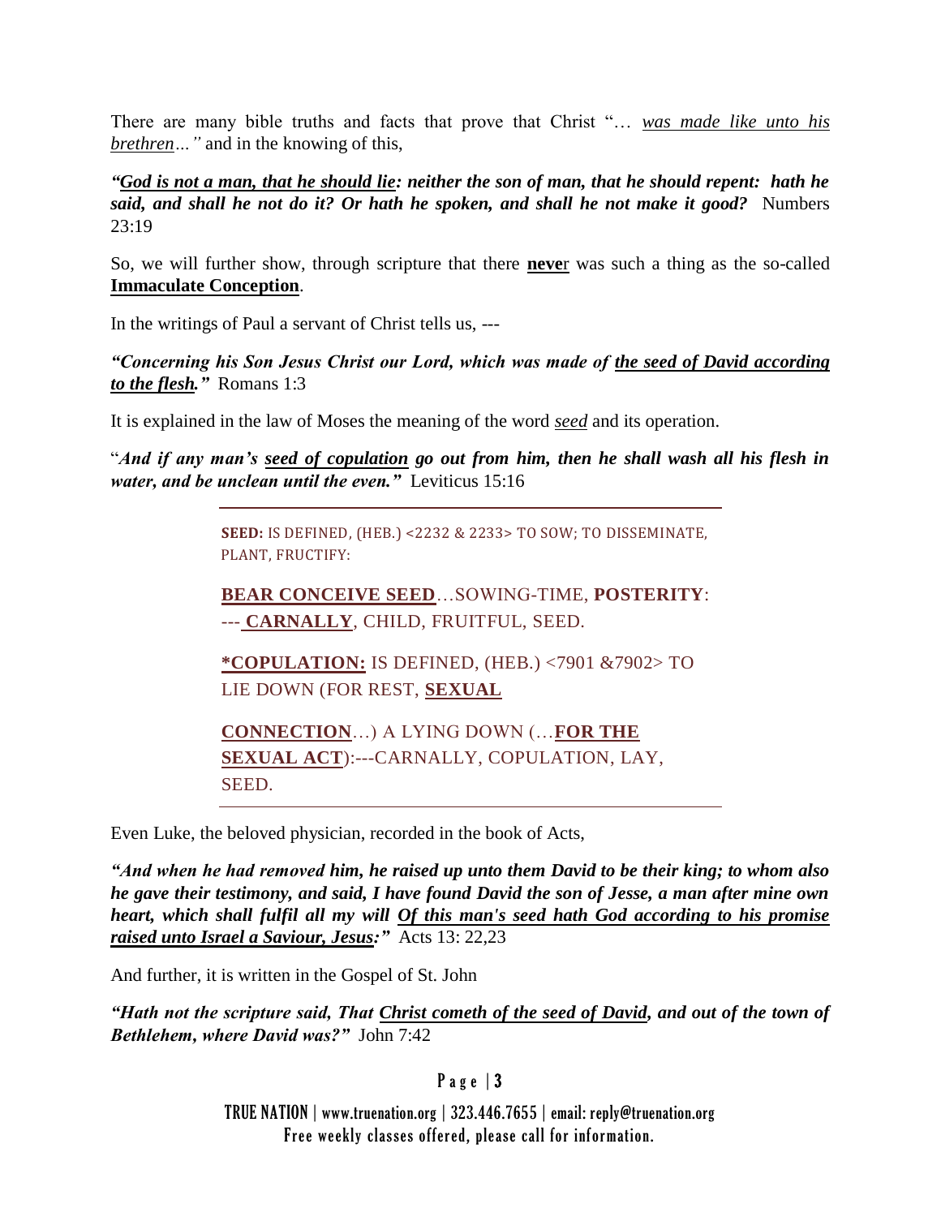There are many bible truths and facts that prove that Christ "… *<u>was made like unto his brethren</u>…"* and in the knowing of this,

***"<u>God is not a man, that he should lie</u>: neither the son of man, that he should repent: hath he said, and shall he not do it? Or hath he spoken, and shall he not make it good?*** Numbers 23:19

So, we will further show, through scripture that there **<u>neve</u>**r was such a thing as the so-called **<u>Immaculate Conception</u>**.

In the writings of Paul a servant of Christ tells us, ---

***"Concerning his Son Jesus Christ our Lord, which was made of <u>the seed of David according to the flesh</u>."*** Romans 1:3

It is explained in the law of Moses the meaning of the word *<u>seed</u>* and its operation.

"***And if any man's <u>seed of copulation</u> go out from him, then he shall wash all his flesh in water, and be unclean until the even."*** Leviticus 15:16

---

**SEED:** IS DEFINED, (HEB.) <2232 & 2233> TO SOW; TO DISSEMINATE, PLANT, FRUCTIFY:

**<u>BEAR CONCEIVE SEED</u>**…SOWING-TIME, **POSTERITY**: --- **<u>CARNALLY</u>**, CHILD, FRUITFUL, SEED.

**<u>*COPULATION:</u>** IS DEFINED, (HEB.) <7901 &7902> TO LIE DOWN (FOR REST, **<u>SEXUAL CONNECTION</u>**…) A LYING DOWN (…**<u>FOR THE SEXUAL ACT</u>**):---CARNALLY, COPULATION, LAY, SEED.

---

Even Luke, the beloved physician, recorded in the book of Acts,

***"And when he had removed him, he raised up unto them David to be their king; to whom also he gave their testimony, and said, I have found David the son of Jesse, a man after mine own heart, which shall fulfil all my will <u>Of this man's seed hath God according to his promise raised unto Israel a Saviour, Jesus</u>:"*** Acts 13: 22,23

And further, it is written in the Gospel of St. John

***"Hath not the scripture said, That <u>Christ cometh of the seed of David</u>, and out of the town of Bethlehem, where David was?"*** John 7:42

TRUE NATION | www.truenation.org | 323.446.7655 | email: reply@truenation.org
Free weekly classes offered, please call for information.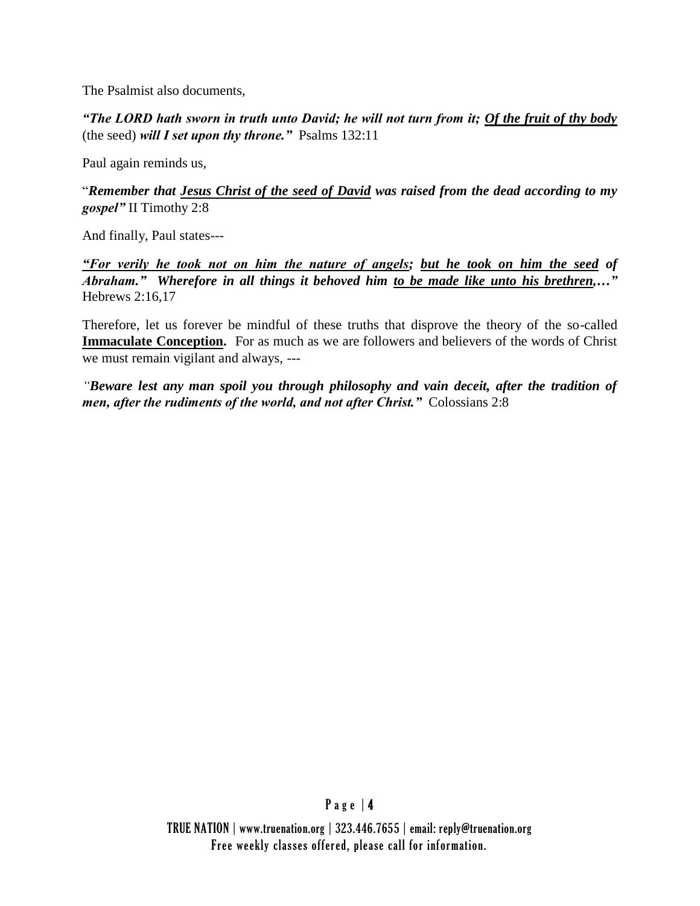The Psalmist also documents,

***"The LORD hath sworn in truth unto David; he will not turn from it; <u>Of the fruit of thy body</u>*** (the seed) ***will I set upon thy throne."*** Psalms 132:11

Paul again reminds us,

"***Remember that <u>Jesus Christ of the seed of David</u> was raised from the dead according to my gospel"*** II Timothy 2:8

And finally, Paul states---

***<u>"For verily he took not on him the nature of angels;</u> <u>but he took on him the seed</u> of Abraham." Wherefore in all things it behoved him <u>to be made like unto his brethren,</u>…"*** Hebrews 2:16,17

Therefore, let us forever be mindful of these truths that disprove the theory of the so-called **<u>Immaculate Conception</u>.** For as much as we are followers and believers of the words of Christ we must remain vigilant and always, ---

*"**Beware lest any man spoil you through philosophy and vain deceit, after the tradition of men, after the rudiments of the world, and not after Christ."*** Colossians 2:8

TRUE NATION | www.truenation.org | 323.446.7655 | email: reply@truenation.org
Free weekly classes offered, please call for information.